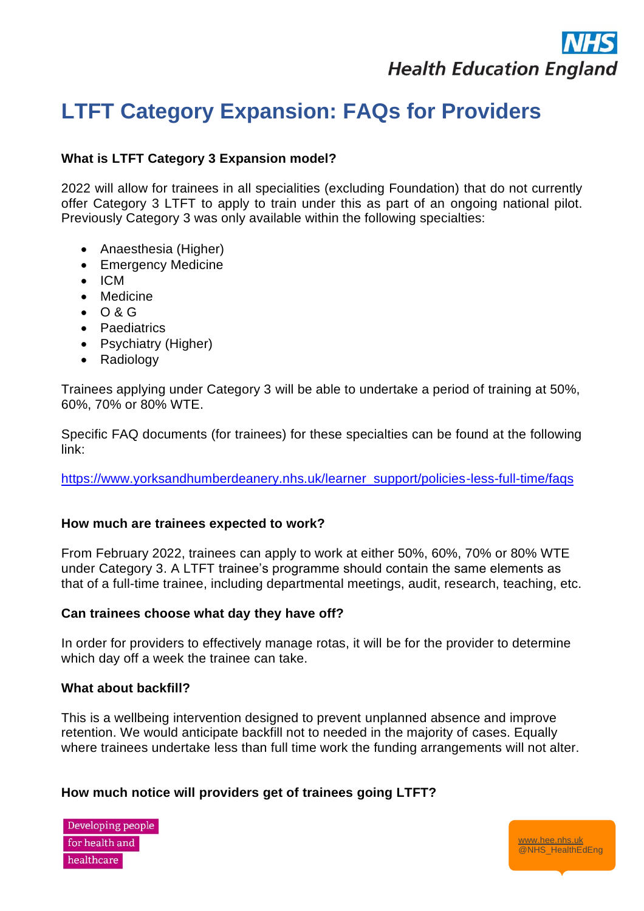# LTFT Category Expansion: FAQs for Providers

**What is LTFT Category 3 Expansion model?**

2022 will allow for trainees in all specialities (excluding Foundation) that do not currently offer Category 3 LTFT to apply to train under this as part of an ongoing national pilot. Previously Category 3 was only available within the following specialties:

- Anaesthesia (Higher)
- Emergency Medicine
- ICM
- Medicine
- O & G
- Paediatrics
- Psychiatry (Higher)
- Radiology

Trainees applying under Category 3 will be able to undertake a period of training at 50%, 60%, 70% or 80% WTE.

Specific FAQ documents (for trainees) for these specialties can be found at the following link:

https://www.yorksandhumberdeanery.nhs.uk/learner_support/policies-less-full-time/faqs

**How much are trainees expected to work?**

From February 2022, trainees can apply to work at either 50%, 60%, 70% or 80% WTE under Category 3. A LTFT trainee's programme should contain the same elements as that of a full-time trainee, including departmental meetings, audit, research, teaching, etc.

**Can trainees choose what day they have off?**

In order for providers to effectively manage rotas, it will be for the provider to determine which day off a week the trainee can take.

**What about backfill?**

This is a wellbeing intervention designed to prevent unplanned absence and improve retention. We would anticipate backfill not to needed in the majority of cases. Equally where trainees undertake less than full time work the funding arrangements will not alter.

**How much notice will providers get of trainees going LTFT?**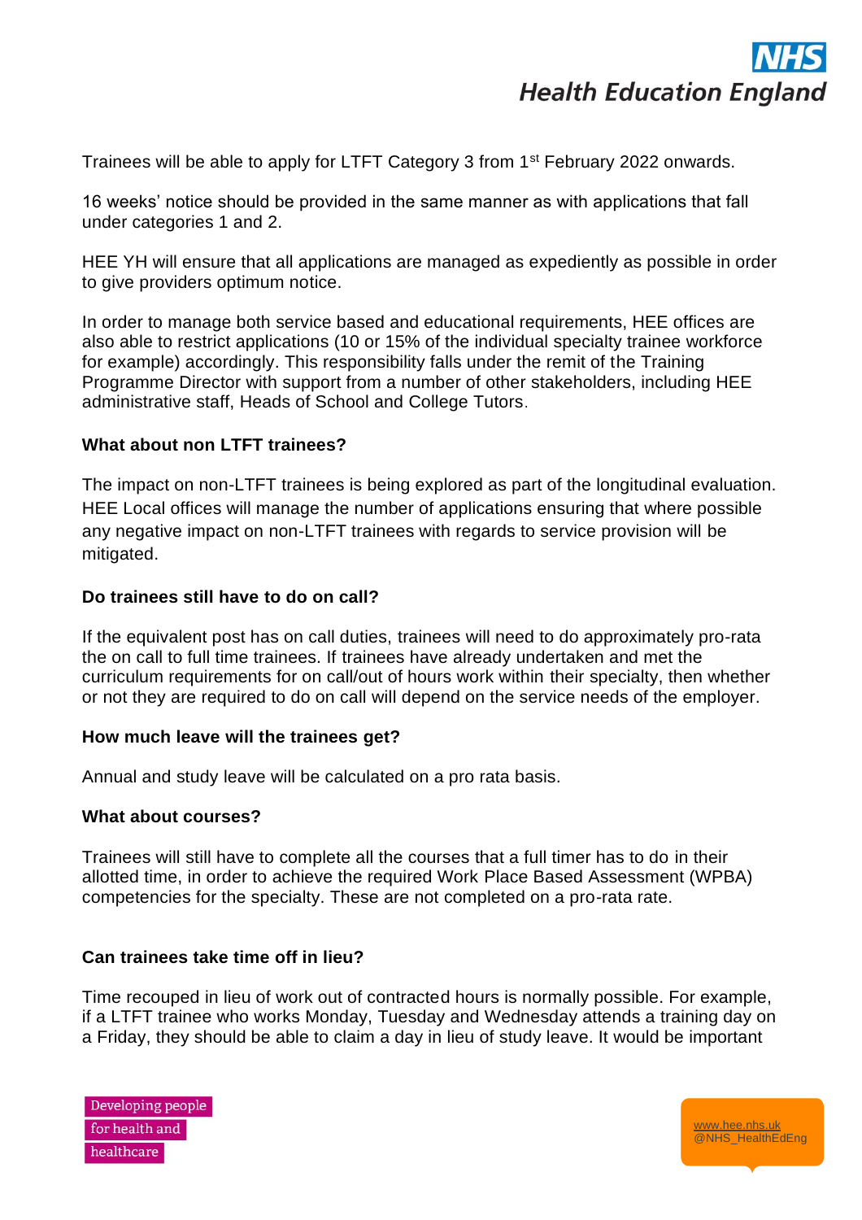Trainees will be able to apply for LTFT Category 3 from 1st February 2022 onwards.

16 weeks' notice should be provided in the same manner as with applications that fall under categories 1 and 2.

HEE YH will ensure that all applications are managed as expediently as possible in order to give providers optimum notice.

In order to manage both service based and educational requirements, HEE offices are also able to restrict applications (10 or 15% of the individual specialty trainee workforce for example) accordingly. This responsibility falls under the remit of the Training Programme Director with support from a number of other stakeholders, including HEE administrative staff, Heads of School and College Tutors.

### What about non LTFT trainees?

The impact on non-LTFT trainees is being explored as part of the longitudinal evaluation. HEE Local offices will manage the number of applications ensuring that where possible any negative impact on non-LTFT trainees with regards to service provision will be mitigated.

### Do trainees still have to do on call?

If the equivalent post has on call duties, trainees will need to do approximately pro-rata the on call to full time trainees. If trainees have already undertaken and met the curriculum requirements for on call/out of hours work within their specialty, then whether or not they are required to do on call will depend on the service needs of the employer.

### How much leave will the trainees get?

Annual and study leave will be calculated on a pro rata basis.

### What about courses?

Trainees will still have to complete all the courses that a full timer has to do in their allotted time, in order to achieve the required Work Place Based Assessment (WPBA) competencies for the specialty. These are not completed on a pro-rata rate.

### Can trainees take time off in lieu?

Time recouped in lieu of work out of contracted hours is normally possible. For example, if a LTFT trainee who works Monday, Tuesday and Wednesday attends a training day on a Friday, they should be able to claim a day in lieu of study leave. It would be important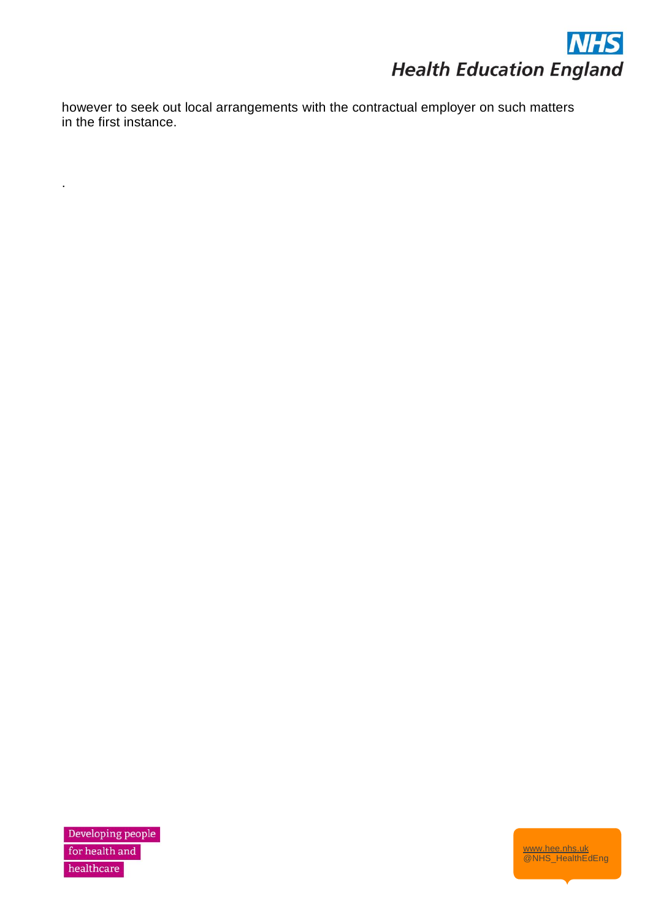however to seek out local arrangements with the contractual employer on such matters in the first instance.

.